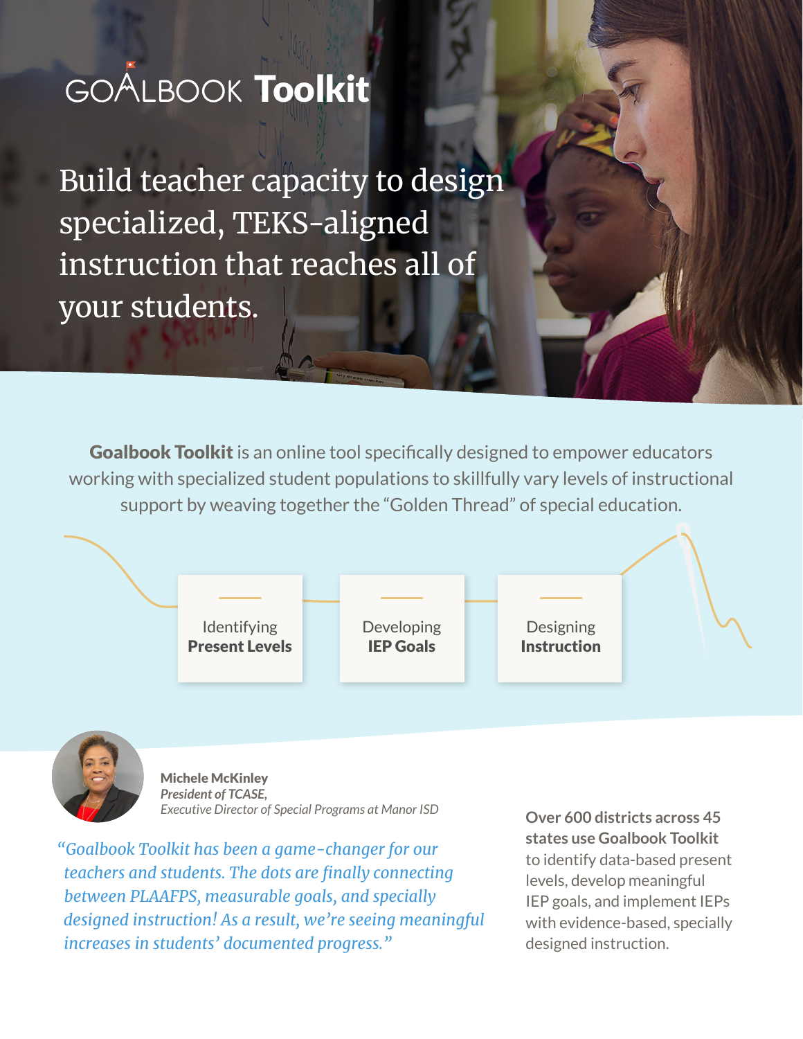# GOALBOOK **Toolkit**

## Build teacher capacity to design specialized, TEKS-aligned instruction that reaches all of your students.

**Goalbook Toolkit** is an online tool specifically designed to empower educators working with specialized student populations to skillfully vary levels of instructional support by weaving together the "Golden Thread" of special education.

- Identifying **Present Levels**
- Developing **IEP Goals**
- Designing **Instruction**

**Michele McKinley**
*President of TCASE,*
*Executive Director of Special Programs at Manor ISD*

*"Goalbook Toolkit has been a game-changer for our teachers and students. The dots are finally connecting between PLAAFPS, measurable goals, and specially designed instruction! As a result, we're seeing meaningful increases in students' documented progress."*

**Over 600 districts across 45 states use Goalbook Toolkit** to identify data-based present levels, develop meaningful IEP goals, and implement IEPs with evidence-based, specially designed instruction.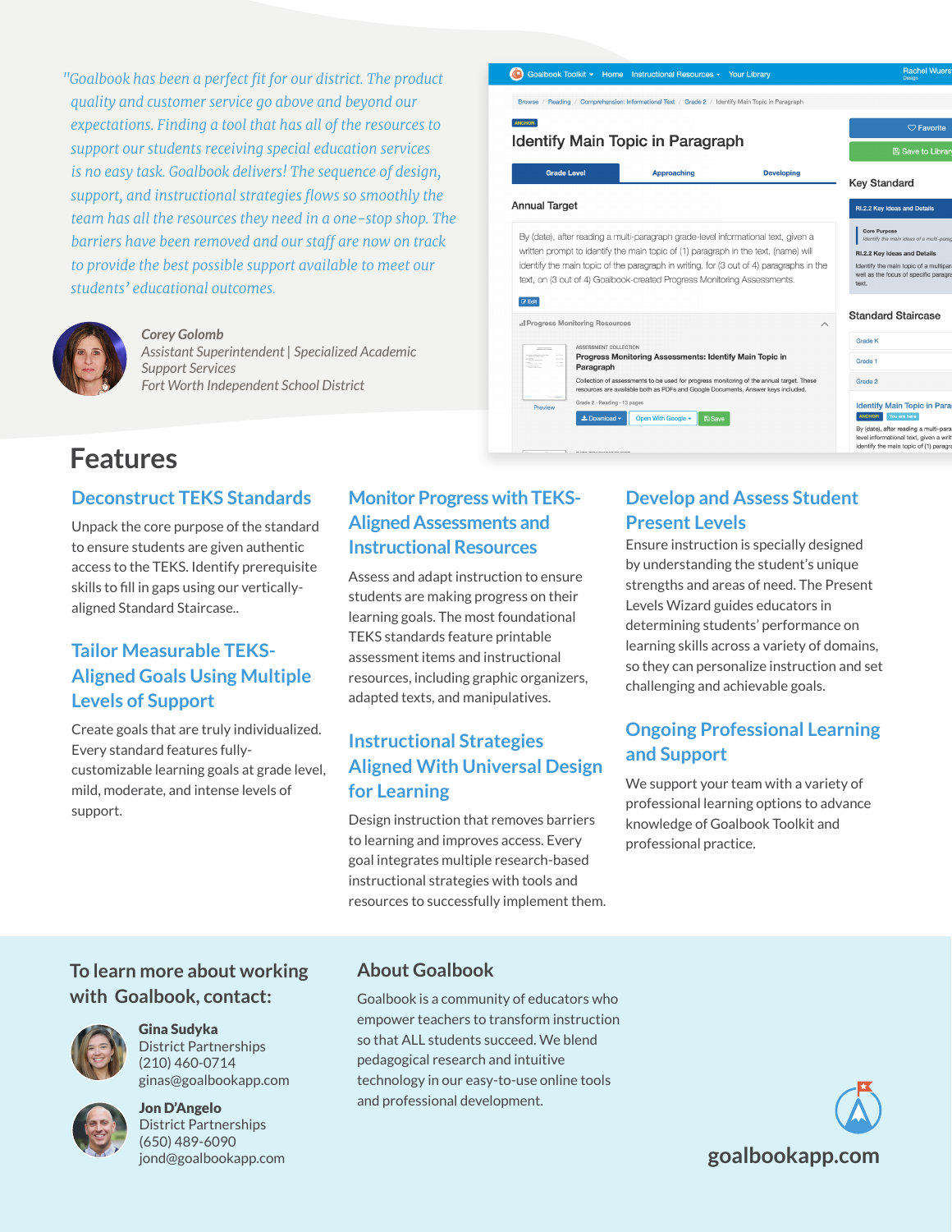*"Goalbook has been a perfect fit for our district. The product quality and customer service go above and beyond our expectations. Finding a tool that has all of the resources to support our students receiving special education services is no easy task. Goalbook delivers! The sequence of design, support, and instructional strategies flows so smoothly the team has all the resources they need in a one-stop shop. The barriers have been removed and our staff are now on track to provide the best possible support available to meet our students' educational outcomes.*

*Corey Golomb*
*Assistant Superintendent | Specialized Academic Support Services*
*Fort Worth Independent School District*

# Features

### Deconstruct TEKS Standards

Unpack the core purpose of the standard to ensure students are given authentic access to the TEKS. Identify prerequisite skills to fill in gaps using our vertically-aligned Standard Staircase..

### Tailor Measurable TEKS-Aligned Goals Using Multiple Levels of Support

Create goals that are truly individualized. Every standard features fully-customizable learning goals at grade level, mild, moderate, and intense levels of support.

### Monitor Progress with TEKS-Aligned Assessments and Instructional Resources

Assess and adapt instruction to ensure students are making progress on their learning goals. The most foundational TEKS standards feature printable assessment items and instructional resources, including graphic organizers, adapted texts, and manipulatives.

### Instructional Strategies Aligned With Universal Design for Learning

Design instruction that removes barriers to learning and improves access. Every goal integrates multiple research-based instructional strategies with tools and resources to successfully implement them.

### Develop and Assess Student Present Levels

Ensure instruction is specially designed by understanding the student's unique strengths and areas of need. The Present Levels Wizard guides educators in determining students' performance on learning skills across a variety of domains, so they can personalize instruction and set challenging and achievable goals.

### Ongoing Professional Learning and Support

We support your team with a variety of professional learning options to advance knowledge of Goalbook Toolkit and professional practice.

## To learn more about working with Goalbook, contact:

**Gina Sudyka**
District Partnerships
(210) 460-0714
ginas@goalbookapp.com

**Jon D'Angelo**
District Partnerships
(650) 489-6090
jond@goalbookapp.com

## About Goalbook

Goalbook is a community of educators who empower teachers to transform instruction so that ALL students succeed. We blend pedagogical research and intuitive technology in our easy-to-use online tools and professional development.

goalbookapp.com